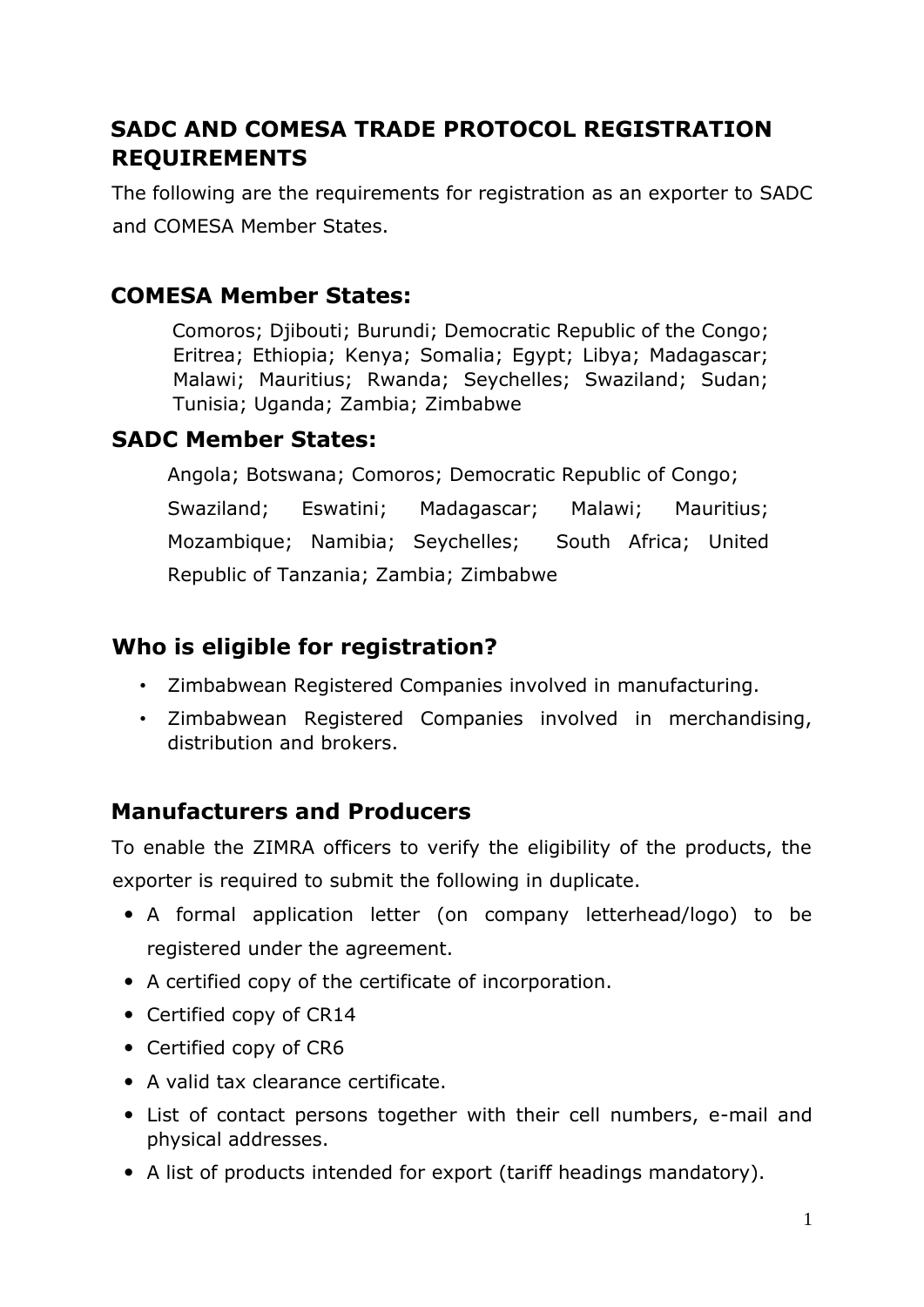## SADC AND COMESA TRADE PROTOCOL REGISTRATION REQUIREMENTS

The following are the requirements for registration as an exporter to SADC and COMESA Member States.

### COMESA Member States:

Comoros; Djibouti; Burundi; Democratic Republic of the Congo; Eritrea; Ethiopia; Kenya; Somalia; Egypt; Libya; Madagascar; Malawi; Mauritius; Rwanda; Seychelles; Swaziland; Sudan; Tunisia; Uganda; Zambia; Zimbabwe

### SADC Member States:

Angola; Botswana; Comoros; Democratic Republic of Congo; Swaziland; Eswatini; Madagascar; Malawi; Mauritius; Mozambique; Namibia; Seychelles; South Africa; United Republic of Tanzania; Zambia; Zimbabwe

### Who is eligible for registration?

- Zimbabwean Registered Companies involved in manufacturing.
- Zimbabwean Registered Companies involved in merchandising, distribution and brokers.

### Manufacturers and Producers

To enable the ZIMRA officers to verify the eligibility of the products, the exporter is required to submit the following in duplicate.

- A formal application letter (on company letterhead/logo) to be registered under the agreement.
- A certified copy of the certificate of incorporation.
- Certified copy of CR14
- Certified copy of CR6
- A valid tax clearance certificate.
- List of contact persons together with their cell numbers, e-mail and physical addresses.
- A list of products intended for export (tariff headings mandatory).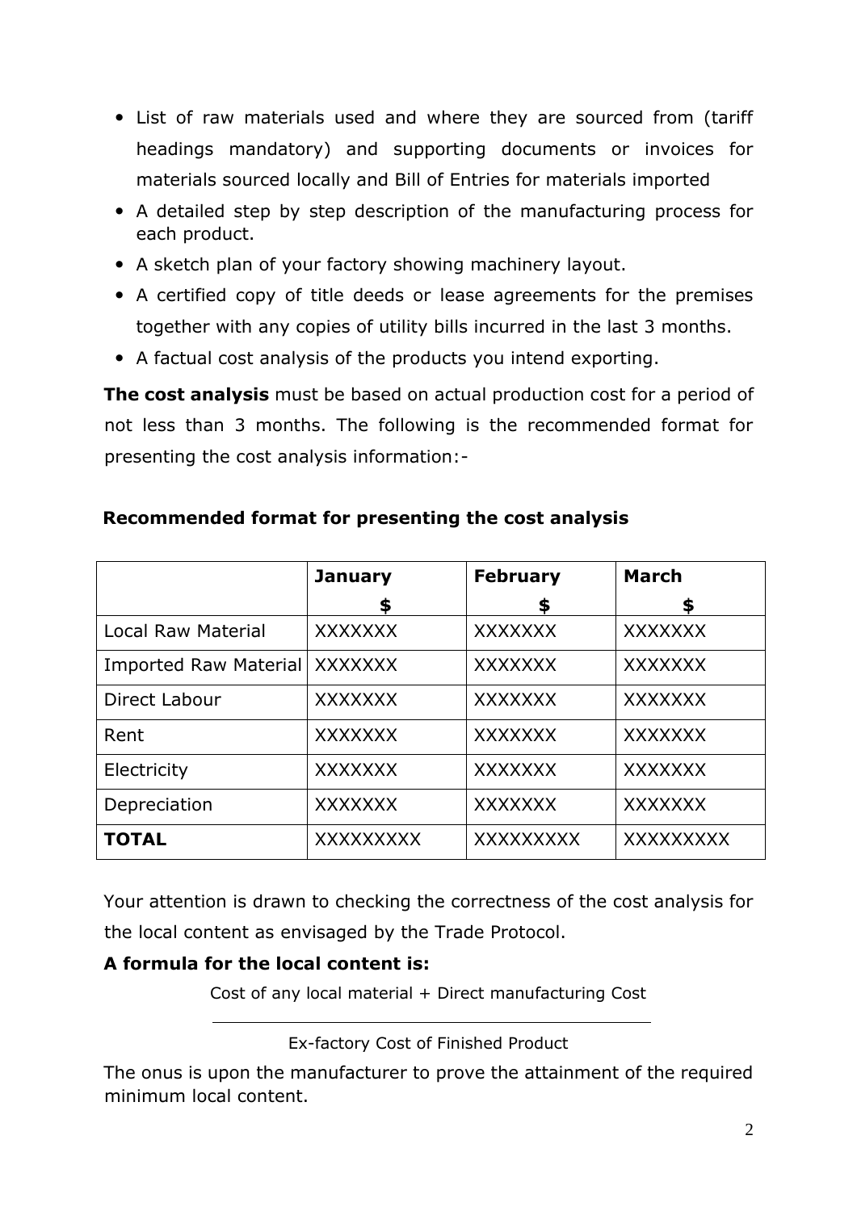- List of raw materials used and where they are sourced from (tariff headings mandatory) and supporting documents or invoices for materials sourced locally and Bill of Entries for materials imported
- A detailed step by step description of the manufacturing process for each product.
- A sketch plan of your factory showing machinery layout.
- A certified copy of title deeds or lease agreements for the premises together with any copies of utility bills incurred in the last 3 months.
- A factual cost analysis of the products you intend exporting.

**The cost analysis** must be based on actual production cost for a period of not less than 3 months. The following is the recommended format for presenting the cost analysis information:-

**Recommended format for presenting the cost analysis**

| | **January** $ | **February** $ | **March** $ |
|---|---|---|---|
| Local Raw Material | XXXXXXX | XXXXXXX | XXXXXXX |
| Imported Raw Material | XXXXXXX | XXXXXXX | XXXXXXX |
| Direct Labour | XXXXXXX | XXXXXXX | XXXXXXX |
| Rent | XXXXXXX | XXXXXXX | XXXXXXX |
| Electricity | XXXXXXX | XXXXXXX | XXXXXXX |
| Depreciation | XXXXXXX | XXXXXXX | XXXXXXX |
| **TOTAL** | XXXXXXXXX | XXXXXXXXX | XXXXXXXXX |

Your attention is drawn to checking the correctness of the cost analysis for the local content as envisaged by the Trade Protocol.

**A formula for the local content is:**

$$\frac{\text{Cost of any local material} + \text{Direct manufacturing Cost}}{\text{Ex-factory Cost of Finished Product}}$$

The onus is upon the manufacturer to prove the attainment of the required minimum local content.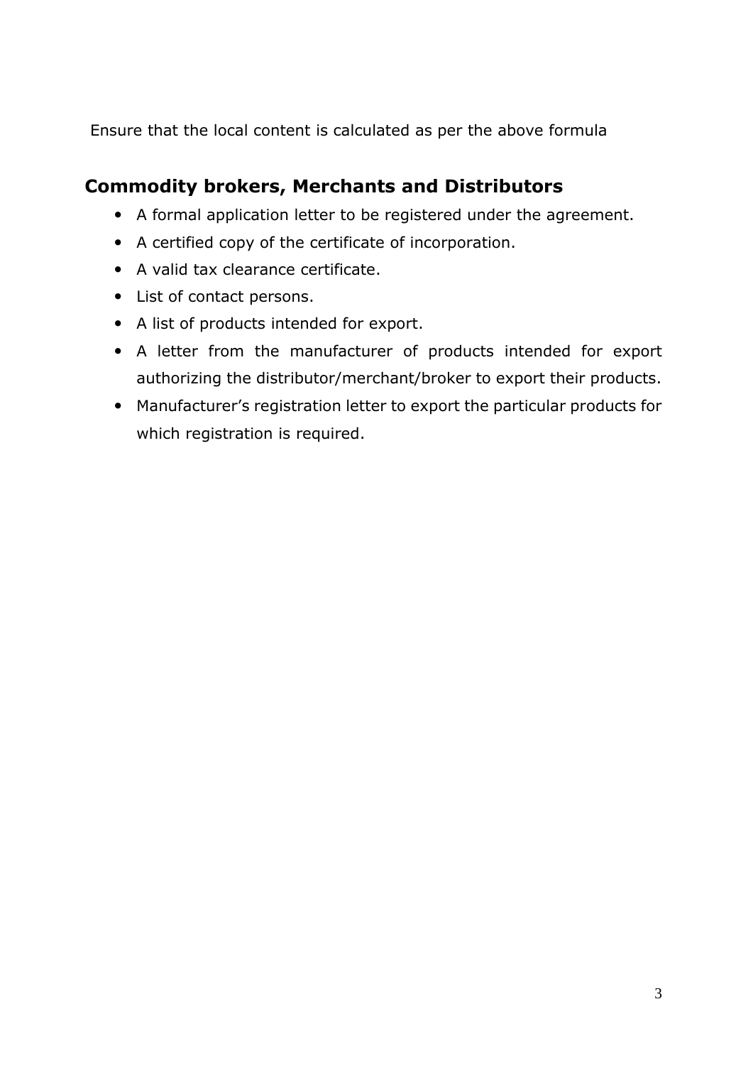Ensure that the local content is calculated as per the above formula

## Commodity brokers, Merchants and Distributors

- A formal application letter to be registered under the agreement.
- A certified copy of the certificate of incorporation.
- A valid tax clearance certificate.
- List of contact persons.
- A list of products intended for export.
- A letter from the manufacturer of products intended for export authorizing the distributor/merchant/broker to export their products.
- Manufacturer's registration letter to export the particular products for which registration is required.